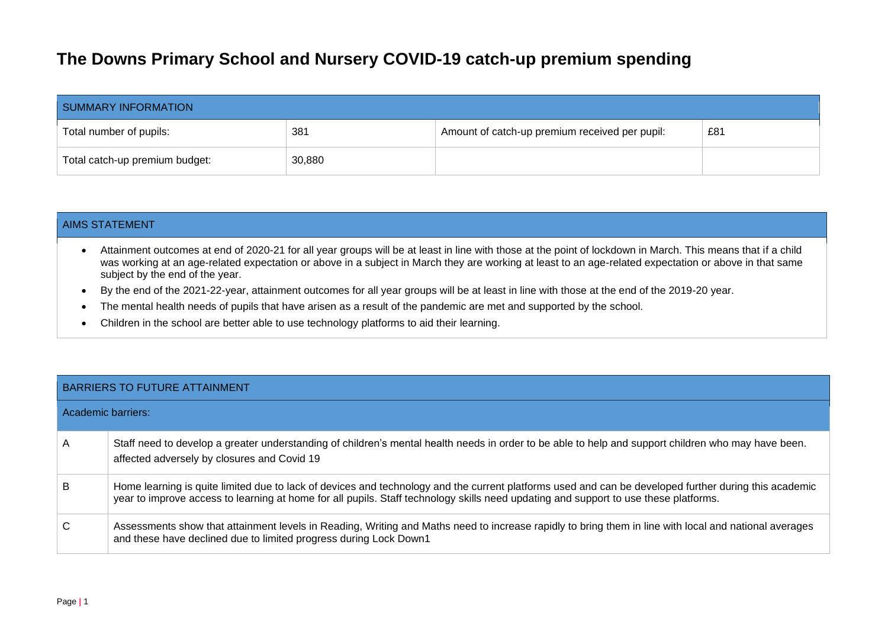# The Downs Primary School and Nursery COVID-19 catch-up premium spending

| SUMMARY INFORMATION | | | |
|---|---|---|---|
| Total number of pupils: | 381 | Amount of catch-up premium received per pupil: | £81 |
| Total catch-up premium budget: | 30,880 | | |

## AIMS STATEMENT

- Attainment outcomes at end of 2020-21 for all year groups will be at least in line with those at the point of lockdown in March. This means that if a child was working at an age-related expectation or above in a subject in March they are working at least to an age-related expectation or above in that same subject by the end of the year.
- By the end of the 2021-22-year, attainment outcomes for all year groups will be at least in line with those at the end of the 2019-20 year.
- The mental health needs of pupils that have arisen as a result of the pandemic are met and supported by the school.
- Children in the school are better able to use technology platforms to aid their learning.

## BARRIERS TO FUTURE ATTAINMENT

| Academic barriers: | |
|---|---|
| A | Staff need to develop a greater understanding of children's mental health needs in order to be able to help and support children who may have been. affected adversely by closures and Covid 19 |
| B | Home learning is quite limited due to lack of devices and technology and the current platforms used and can be developed further during this academic year to improve access to learning at home for all pupils. Staff technology skills need updating and support to use these platforms. |
| C | Assessments show that attainment levels in Reading, Writing and Maths need to increase rapidly to bring them in line with local and national averages and these have declined due to limited progress during Lock Down1 |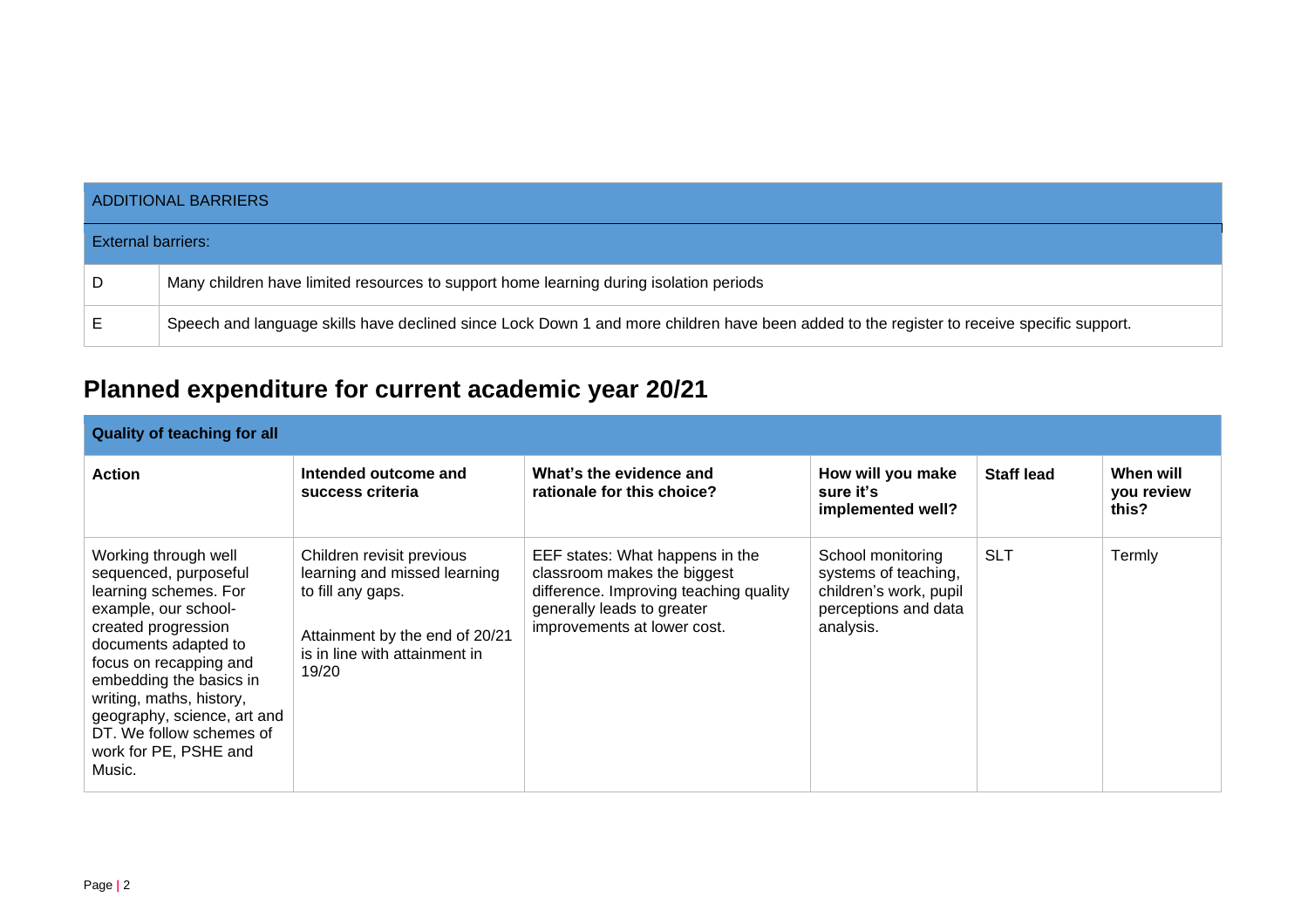| ADDITIONAL BARRIERS | |
|---|---|
| External barriers: | |
| D | Many children have limited resources to support home learning during isolation periods |
| E | Speech and language skills have declined since Lock Down 1 and more children have been added to the register to receive specific support. |

## Planned expenditure for current academic year 20/21

| **Quality of teaching for all** | | | | | |
|---|---|---|---|---|---|
| **Action** | **Intended outcome and success criteria** | **What's the evidence and rationale for this choice?** | **How will you make sure it's implemented well?** | **Staff lead** | **When will you review this?** |
| Working through well sequenced, purposeful learning schemes. For example, our school-created progression documents adapted to focus on recapping and embedding the basics in writing, maths, history, geography, science, art and DT. We follow schemes of work for PE, PSHE and Music. | Children revisit previous learning and missed learning to fill any gaps.<br><br>Attainment by the end of 20/21 is in line with attainment in 19/20 | EEF states: What happens in the classroom makes the biggest difference. Improving teaching quality generally leads to greater improvements at lower cost. | School monitoring systems of teaching, children's work, pupil perceptions and data analysis. | SLT | Termly |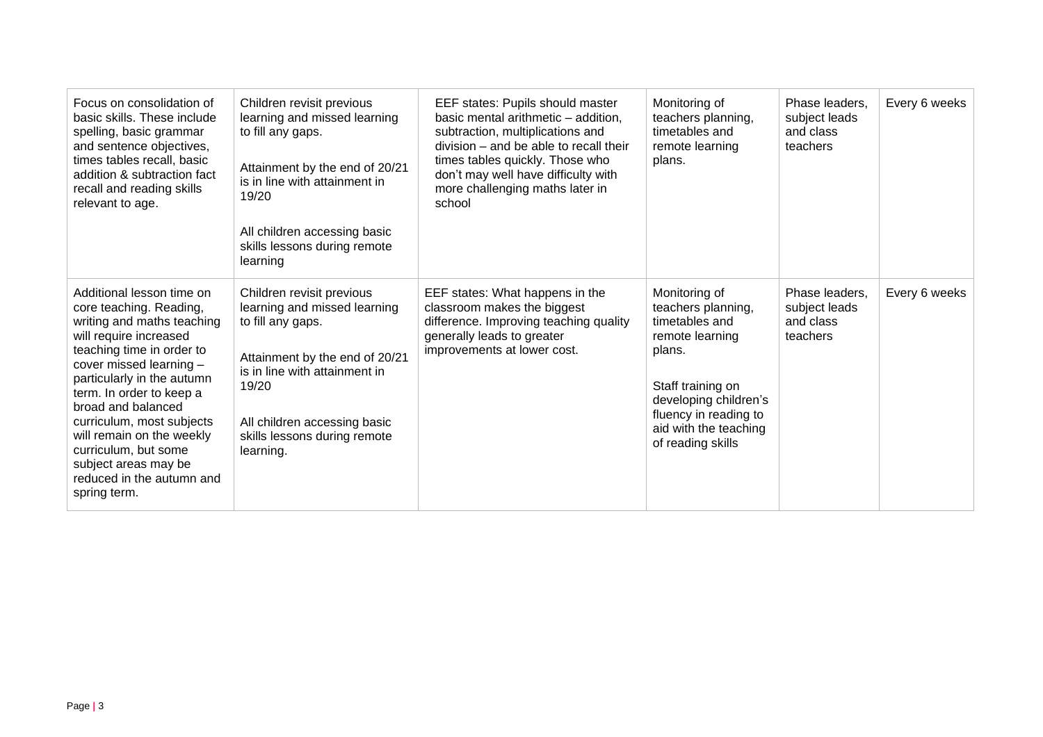| | | | | | |
|---|---|---|---|---|---|
| Focus on consolidation of basic skills. These include spelling, basic grammar and sentence objectives, times tables recall, basic addition & subtraction fact recall and reading skills relevant to age. | Children revisit previous learning and missed learning to fill any gaps.<br><br>Attainment by the end of 20/21 is in line with attainment in 19/20<br><br>All children accessing basic skills lessons during remote learning | EEF states: Pupils should master basic mental arithmetic – addition, subtraction, multiplications and division – and be able to recall their times tables quickly. Those who don't may well have difficulty with more challenging maths later in school | Monitoring of teachers planning, timetables and remote learning plans. | Phase leaders, subject leads and class teachers | Every 6 weeks |
| Additional lesson time on core teaching. Reading, writing and maths teaching will require increased teaching time in order to cover missed learning – particularly in the autumn term. In order to keep a broad and balanced curriculum, most subjects will remain on the weekly curriculum, but some subject areas may be reduced in the autumn and spring term. | Children revisit previous learning and missed learning to fill any gaps.<br><br>Attainment by the end of 20/21 is in line with attainment in 19/20<br><br>All children accessing basic skills lessons during remote learning. | EEF states: What happens in the classroom makes the biggest difference. Improving teaching quality generally leads to greater improvements at lower cost. | Monitoring of teachers planning, timetables and remote learning plans.<br><br>Staff training on developing children's fluency in reading to aid with the teaching of reading skills | Phase leaders, subject leads and class teachers | Every 6 weeks |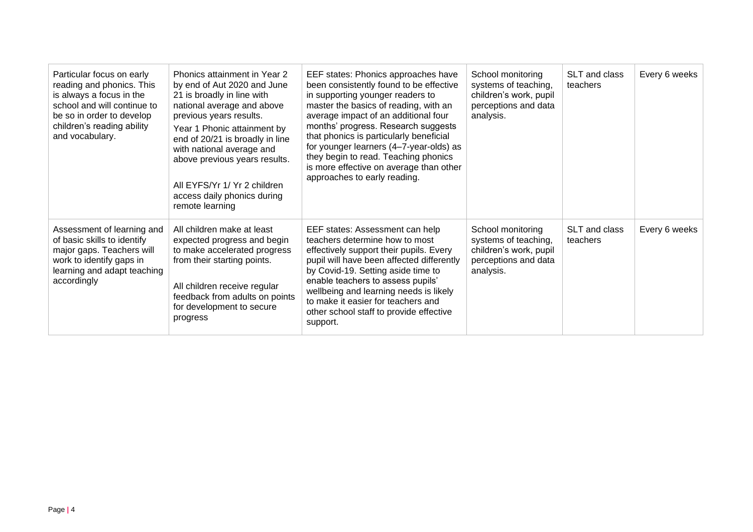| | | | | | |
|---|---|---|---|---|---|
| Particular focus on early reading and phonics. This is always a focus in the school and will continue to be so in order to develop children's reading ability and vocabulary. | Phonics attainment in Year 2 by end of Aut 2020 and June 21 is broadly in line with national average and above previous years results.<br>Year 1 Phonic attainment by end of 20/21 is broadly in line with national average and above previous years results.<br><br>All EYFS/Yr 1/ Yr 2 children access daily phonics during remote learning | EEF states: Phonics approaches have been consistently found to be effective in supporting younger readers to master the basics of reading, with an average impact of an additional four months' progress. Research suggests that phonics is particularly beneficial for younger learners (4–7-year-olds) as they begin to read. Teaching phonics is more effective on average than other approaches to early reading. | School monitoring systems of teaching, children's work, pupil perceptions and data analysis. | SLT and class teachers | Every 6 weeks |
| Assessment of learning and of basic skills to identify major gaps. Teachers will work to identify gaps in learning and adapt teaching accordingly | All children make at least expected progress and begin to make accelerated progress from their starting points.<br><br>All children receive regular feedback from adults on points for development to secure progress | EEF states: Assessment can help teachers determine how to most effectively support their pupils. Every pupil will have been affected differently by Covid-19. Setting aside time to enable teachers to assess pupils' wellbeing and learning needs is likely to make it easier for teachers and other school staff to provide effective support. | School monitoring systems of teaching, children's work, pupil perceptions and data analysis. | SLT and class teachers | Every 6 weeks |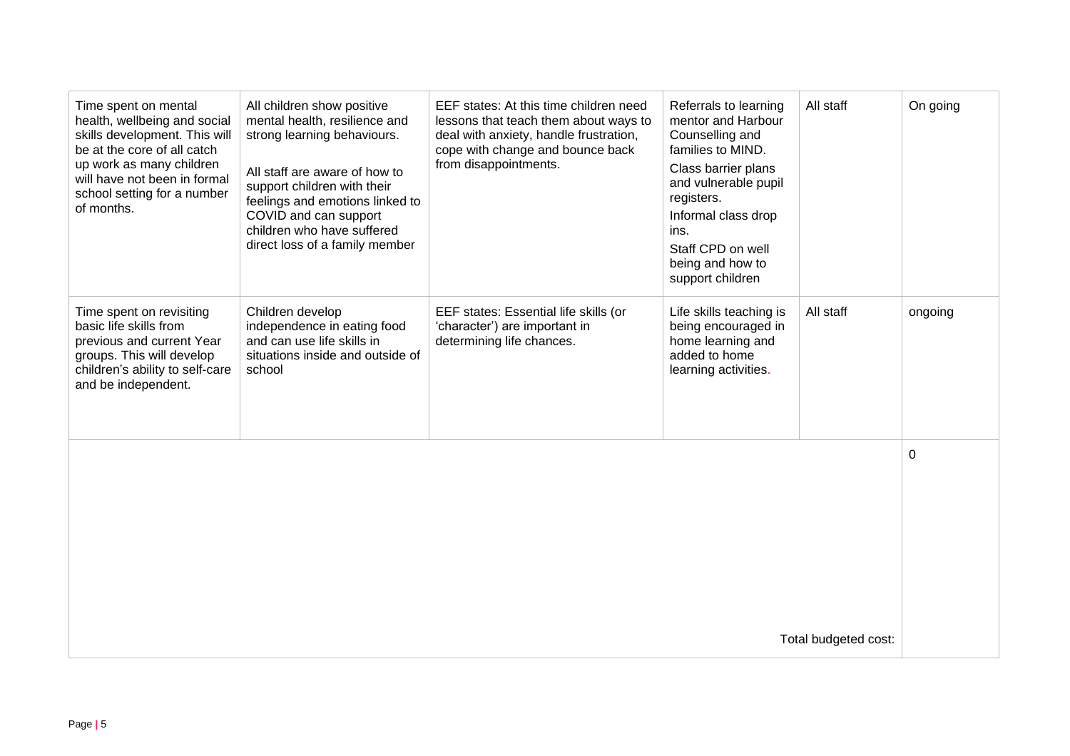| | | | | | |
|---|---|---|---|---|---|
| Time spent on mental health, wellbeing and social skills development. This will be at the core of all catch up work as many children will have not been in formal school setting for a number of months. | All children show positive mental health, resilience and strong learning behaviours.<br><br>All staff are aware of how to support children with their feelings and emotions linked to COVID and can support children who have suffered direct loss of a family member | EEF states: At this time children need lessons that teach them about ways to deal with anxiety, handle frustration, cope with change and bounce back from disappointments. | Referrals to learning mentor and Harbour Counselling and families to MIND.<br>Class barrier plans and vulnerable pupil registers.<br>Informal class drop ins.<br>Staff CPD on well being and how to support children | All staff | On going |
| Time spent on revisiting basic life skills from previous and current Year groups. This will develop children's ability to self-care and be independent. | Children develop independence in eating food and can use life skills in situations inside and outside of school | EEF states: Essential life skills (or 'character') are important in determining life chances. | Life skills teaching is being encouraged in home learning and added to home learning activities. | All staff | ongoing |
| | | | | Total budgeted cost: | 0 |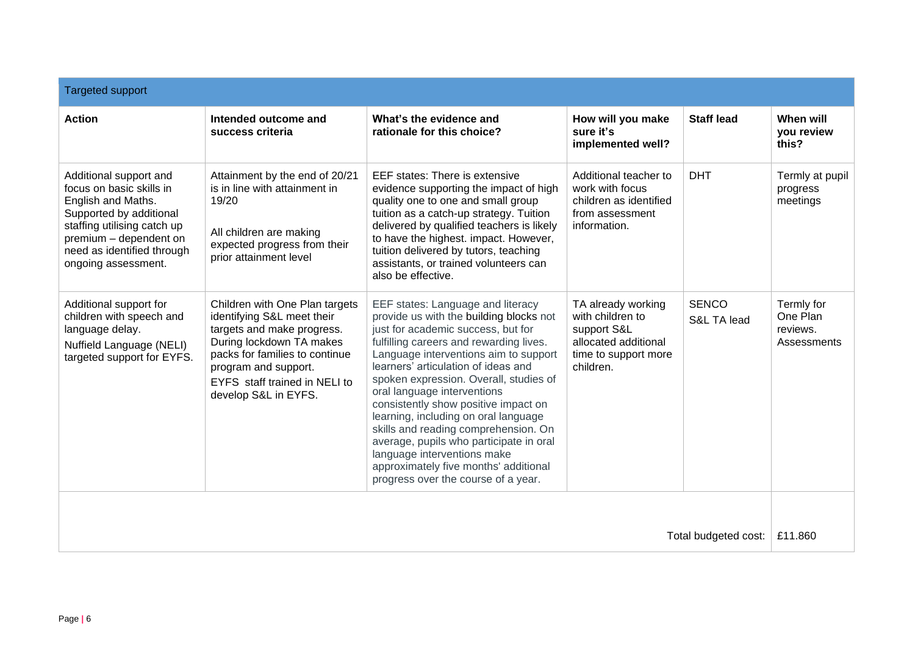| Targeted support | | | | | |
|---|---|---|---|---|---|
| **Action** | **Intended outcome and success criteria** | **What's the evidence and rationale for this choice?** | **How will you make sure it's implemented well?** | **Staff lead** | **When will you review this?** |
| Additional support and focus on basic skills in English and Maths. Supported by additional staffing utilising catch up premium – dependent on need as identified through ongoing assessment. | Attainment by the end of 20/21 is in line with attainment in 19/20<br><br>All children are making expected progress from their prior attainment level | EEF states: There is extensive evidence supporting the impact of high quality one to one and small group tuition as a catch-up strategy. Tuition delivered by qualified teachers is likely to have the highest. impact. However, tuition delivered by tutors, teaching assistants, or trained volunteers can also be effective. | Additional teacher to work with focus children as identified from assessment information. | DHT | Termly at pupil progress meetings |
| Additional support for children with speech and language delay.<br>Nuffield Language (NELI) targeted support for EYFS. | Children with One Plan targets identifying S&L meet their targets and make progress. During lockdown TA makes packs for families to continue program and support.<br>EYFS staff trained in NELI to develop S&L in EYFS. | EEF states: Language and literacy provide us with the building blocks not just for academic success, but for fulfilling careers and rewarding lives. Language interventions aim to support learners' articulation of ideas and spoken expression. Overall, studies of oral language interventions consistently show positive impact on learning, including on oral language skills and reading comprehension. On average, pupils who participate in oral language interventions make approximately five months' additional progress over the course of a year. | TA already working with children to support S&L allocated additional time to support more children. | SENCO<br>S&L TA lead | Termly for One Plan reviews.<br>Assessments |
| | | | | Total budgeted cost: | £11.860 |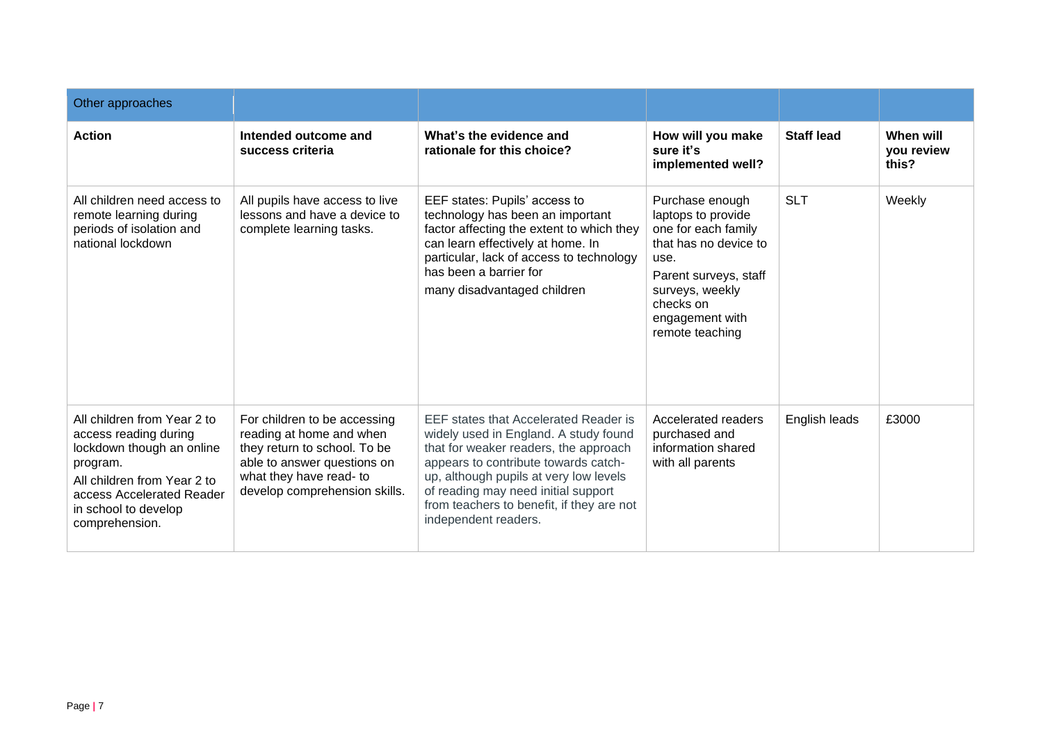| Other approaches | | | | | |
|---|---|---|---|---|---|
| **Action** | **Intended outcome and success criteria** | **What's the evidence and rationale for this choice?** | **How will you make sure it's implemented well?** | **Staff lead** | **When will you review this?** |
| All children need access to remote learning during periods of isolation and national lockdown | All pupils have access to live lessons and have a device to complete learning tasks. | EEF states: Pupils' access to technology has been an important factor affecting the extent to which they can learn effectively at home. In particular, lack of access to technology has been a barrier for many disadvantaged children | Purchase enough laptops to provide one for each family that has no device to use.<br>Parent surveys, staff surveys, weekly checks on engagement with remote teaching | SLT | Weekly |
| All children from Year 2 to access reading during lockdown though an online program.<br>All children from Year 2 to access Accelerated Reader in school to develop comprehension. | For children to be accessing reading at home and when they return to school. To be able to answer questions on what they have read- to develop comprehension skills. | EEF states that Accelerated Reader is widely used in England. A study found that for weaker readers, the approach appears to contribute towards catch-up, although pupils at very low levels of reading may need initial support from teachers to benefit, if they are not independent readers. | Accelerated readers purchased and information shared with all parents | English leads | £3000 |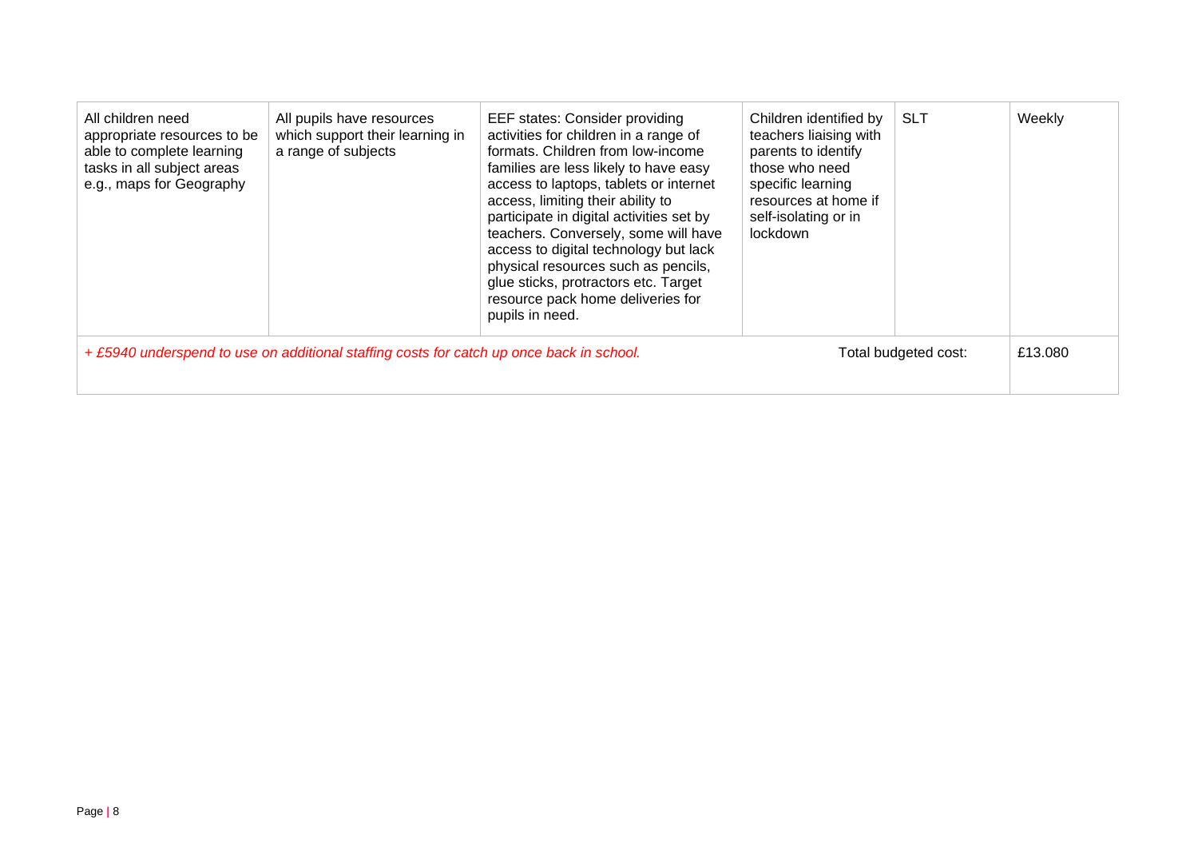| | | | | | |
|---|---|---|---|---|---|
| All children need appropriate resources to be able to complete learning tasks in all subject areas e.g., maps for Geography | All pupils have resources which support their learning in a range of subjects | EEF states: Consider providing activities for children in a range of formats. Children from low-income families are less likely to have easy access to laptops, tablets or internet access, limiting their ability to participate in digital activities set by teachers. Conversely, some will have access to digital technology but lack physical resources such as pencils, glue sticks, protractors etc. Target resource pack home deliveries for pupils in need. | Children identified by teachers liaising with parents to identify those who need specific learning resources at home if self-isolating or in lockdown | SLT | Weekly |
| *+ £5940 underspend to use on additional staffing costs for catch up once back in school.* | | | | Total budgeted cost: | £13.080 |